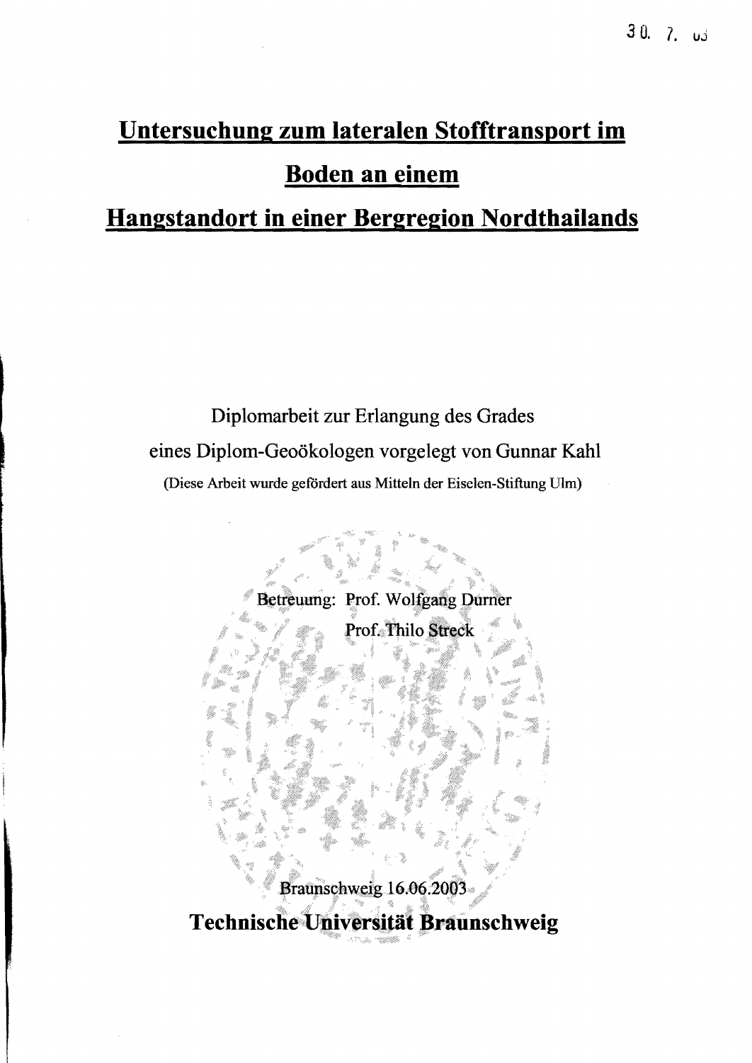# Untersuchung zum lateralen Stofftransport im Boden an einem Hangstandort in einer Bergregion Nordthailands

Diplomarbeit zur Erlangung des Grades

eines Diplom-Geoökologen vorgelegt von Gunnar Kahl

(Diese Arbeit wurde gefördert aus Mitteln der Eiselen-Stiftung Ulm)

Betreuung: Prof. Wolfgang Durner

Prof. Thilo Streck

Braunschweig 16.06.2003

**Technische Universität Braunschweig**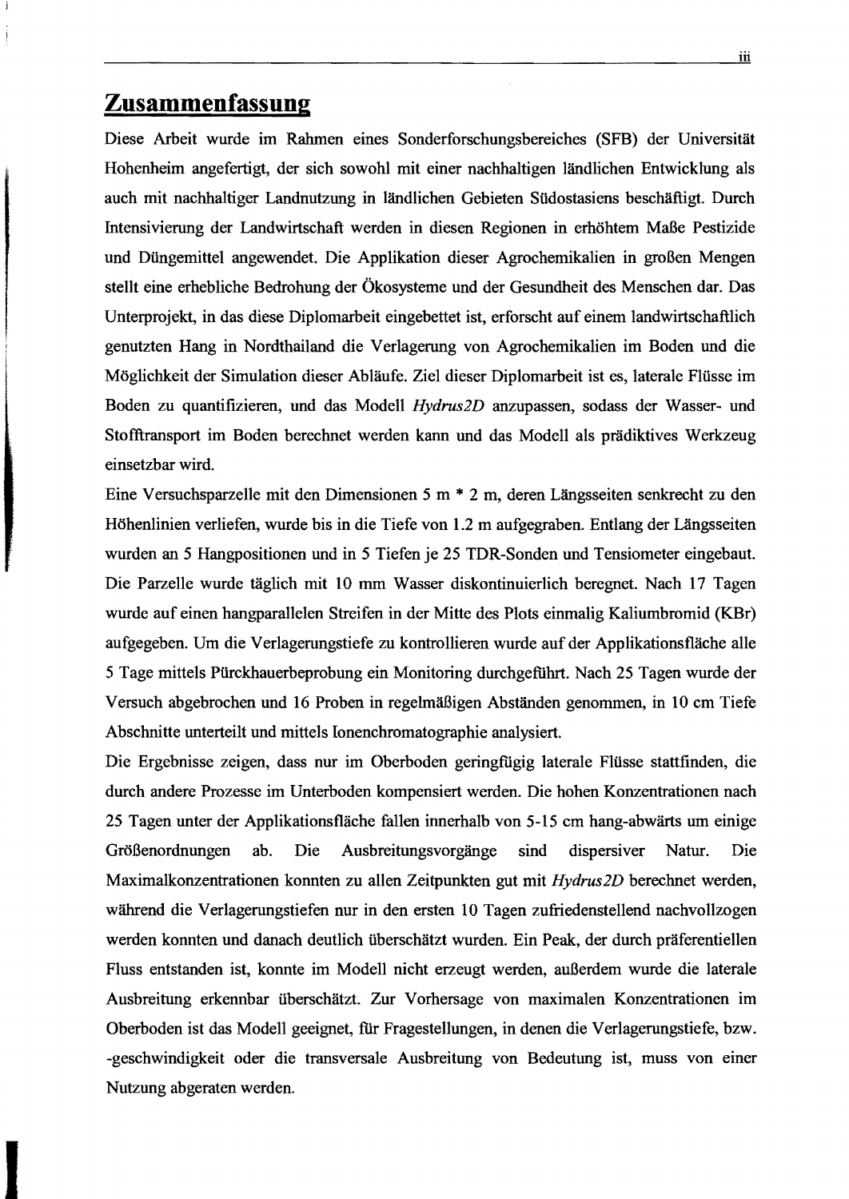# Zusammenfassung

Diese Arbeit wurde im Rahmen eines Sonderforschungsbereiches (SFB) der Universität Hohenheim angefertigt, der sich sowohl mit einer nachhaltigen ländlichen Entwicklung als auch mit nachhaltiger Landnutzung in ländlichen Gebieten Südostasiens beschäftigt. Durch Intensivierung der Landwirtschaft werden in diesen Regionen in erhöhtem Maße Pestizide und Düngemittel angewendet. Die Applikation dieser Agrochemikalien in großen Mengen stellt eine erhebliche Bedrohung der Ökosysteme und der Gesundheit des Menschen dar. Das Unterprojekt, in das diese Diplomarbeit eingebettet ist, erforscht auf einem landwirtschaftlich genutzten Hang in Nordthailand die Verlagerung von Agrochemikalien im Boden und die Möglichkeit der Simulation dieser Abläufe. Ziel dieser Diplomarbeit ist es, laterale Flüsse im Boden zu quantifizieren, und das Modell *Hydrus2D* anzupassen, sodass der Wasser- und Stofftransport im Boden berechnet werden kann und das Modell als prädiktives Werkzeug einsetzbar wird.

Eine Versuchsparzelle mit den Dimensionen 5 m * 2 m, deren Längsseiten senkrecht zu den Höhenlinien verliefen, wurde bis in die Tiefe von 1.2 m aufgegraben. Entlang der Längsseiten wurden an 5 Hangpositionen und in 5 Tiefen je 25 TDR-Sonden und Tensiometer eingebaut. Die Parzelle wurde täglich mit 10 mm Wasser diskontinuierlich beregnet. Nach 17 Tagen wurde auf einen hangparallelen Streifen in der Mitte des Plots einmalig Kaliumbromid (KBr) aufgegeben. Um die Verlagerungstiefe zu kontrollieren wurde auf der Applikationsfläche alle 5 Tage mittels Pürckhauerbeprobung ein Monitoring durchgeführt. Nach 25 Tagen wurde der Versuch abgebrochen und 16 Proben in regelmäßigen Abständen genommen, in 10 cm Tiefe Abschnitte unterteilt und mittels Ionenchromatographie analysiert.

Die Ergebnisse zeigen, dass nur im Oberboden geringfügig laterale Flüsse stattfinden, die durch andere Prozesse im Unterboden kompensiert werden. Die hohen Konzentrationen nach 25 Tagen unter der Applikationsfläche fallen innerhalb von 5-15 cm hang-abwärts um einige Größenordnungen ab. Die Ausbreitungsvorgänge sind dispersiver Natur. Die Maximalkonzentrationen konnten zu allen Zeitpunkten gut mit *Hydrus2D* berechnet werden, während die Verlagerungstiefen nur in den ersten 10 Tagen zufriedenstellend nachvollzogen werden konnten und danach deutlich überschätzt wurden. Ein Peak, der durch präferentiellen Fluss entstanden ist, konnte im Modell nicht erzeugt werden, außerdem wurde die laterale Ausbreitung erkennbar überschätzt. Zur Vorhersage von maximalen Konzentrationen im Oberboden ist das Modell geeignet, für Fragestellungen, in denen die Verlagerungstiefe, bzw. -geschwindigkeit oder die transversale Ausbreitung von Bedeutung ist, muss von einer Nutzung abgeraten werden.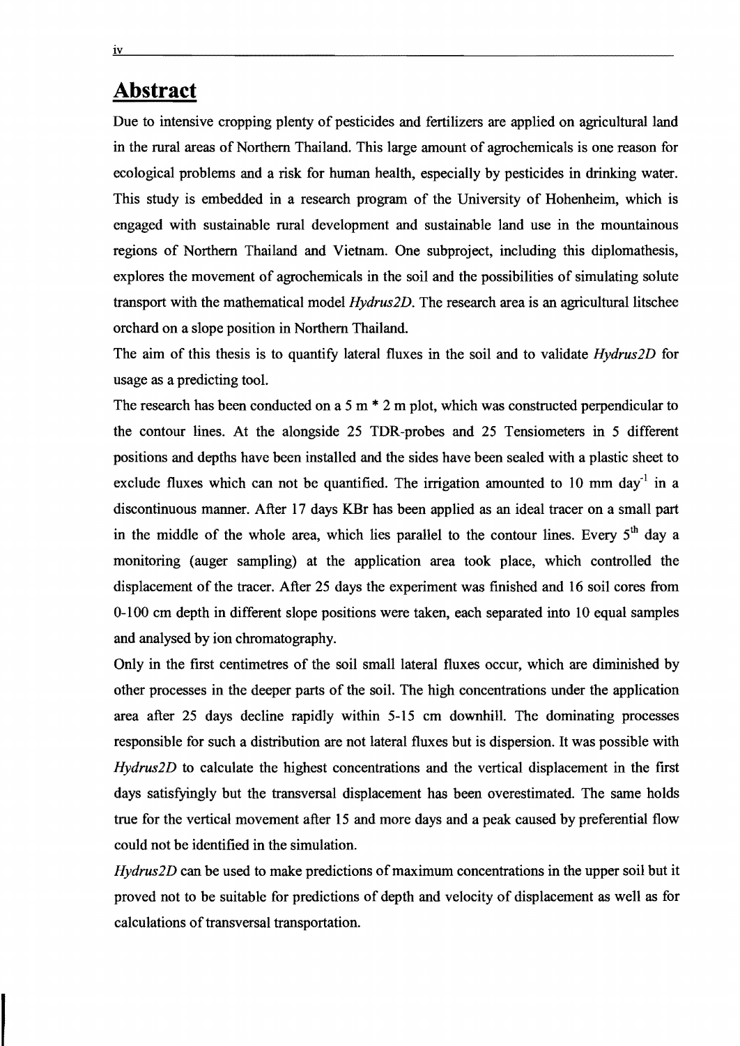# Abstract

Due to intensive cropping plenty of pesticides and fertilizers are applied on agricultural land in the rural areas of Northern Thailand. This large amount of agrochemicals is one reason for ecological problems and a risk for human health, especially by pesticides in drinking water. This study is embedded in a research program of the University of Hohenheim, which is engaged with sustainable rural development and sustainable land use in the mountainous regions of Northern Thailand and Vietnam. One subproject, including this diplomathesis, explores the movement of agrochemicals in the soil and the possibilities of simulating solute transport with the mathematical model *Hydrus2D*. The research area is an agricultural litschee orchard on a slope position in Northern Thailand.

The aim of this thesis is to quantify lateral fluxes in the soil and to validate *Hydrus2D* for usage as a predicting tool.

The research has been conducted on a 5 m * 2 m plot, which was constructed perpendicular to the contour lines. At the alongside 25 TDR-probes and 25 Tensiometers in 5 different positions and depths have been installed and the sides have been sealed with a plastic sheet to exclude fluxes which can not be quantified. The irrigation amounted to 10 mm day$^{-1}$ in a discontinuous manner. After 17 days KBr has been applied as an ideal tracer on a small part in the middle of the whole area, which lies parallel to the contour lines. Every 5$^{th}$ day a monitoring (auger sampling) at the application area took place, which controlled the displacement of the tracer. After 25 days the experiment was finished and 16 soil cores from 0-100 cm depth in different slope positions were taken, each separated into 10 equal samples and analysed by ion chromatography.

Only in the first centimetres of the soil small lateral fluxes occur, which are diminished by other processes in the deeper parts of the soil. The high concentrations under the application area after 25 days decline rapidly within 5-15 cm downhill. The dominating processes responsible for such a distribution are not lateral fluxes but is dispersion. It was possible with *Hydrus2D* to calculate the highest concentrations and the vertical displacement in the first days satisfyingly but the transversal displacement has been overestimated. The same holds true for the vertical movement after 15 and more days and a peak caused by preferential flow could not be identified in the simulation.

*Hydrus2D* can be used to make predictions of maximum concentrations in the upper soil but it proved not to be suitable for predictions of depth and velocity of displacement as well as for calculations of transversal transportation.